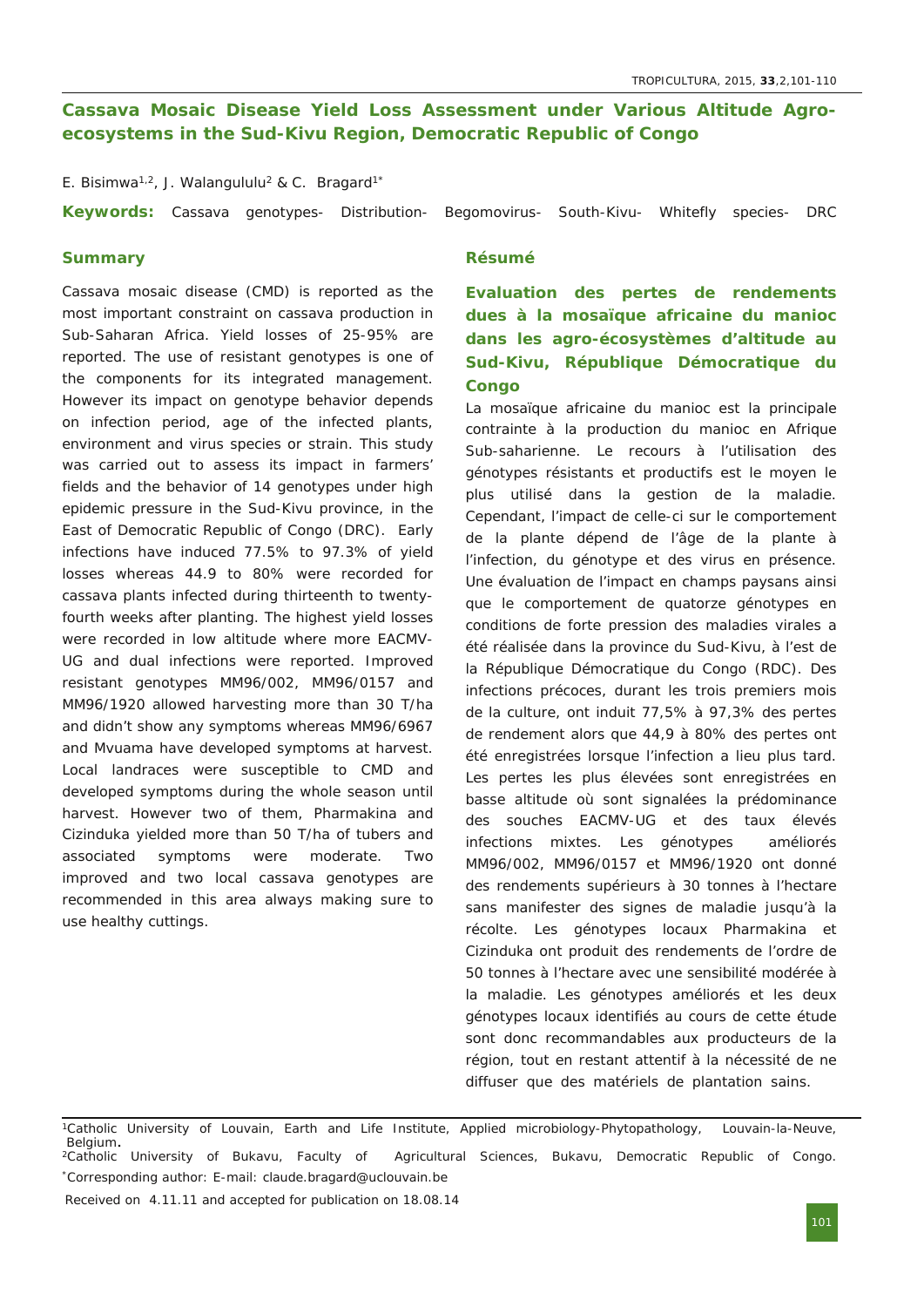# Cassava Mosaic Disease Yield Loss Assessment under Various Altitude Agro-ecosystems in the Sud-Kivu Region, Democratic Republic of Congo

E. Bisimwa[1,2], J. Walangululu[2] & C. Bragard[1*]

**Keywords:** Cassava genotypes- Distribution- Begomovirus- South-Kivu- Whitefly species- DRC

## Summary

Cassava mosaic disease (CMD) is reported as the most important constraint on cassava production in Sub-Saharan Africa. Yield losses of 25-95% are reported. The use of resistant genotypes is one of the components for its integrated management. However its impact on genotype behavior depends on infection period, age of the infected plants, environment and virus species or strain. This study was carried out to assess its impact in farmers' fields and the behavior of 14 genotypes under high epidemic pressure in the Sud-Kivu province, in the East of Democratic Republic of Congo (DRC). Early infections have induced 77.5% to 97.3% of yield losses whereas 44.9 to 80% were recorded for cassava plants infected during thirteenth to twenty-fourth weeks after planting. The highest yield losses were recorded in low altitude where more EACMV-UG and dual infections were reported. Improved resistant genotypes MM96/002, MM96/0157 and MM96/1920 allowed harvesting more than 30 T/ha and didn't show any symptoms whereas MM96/6967 and Mvuama have developed symptoms at harvest. Local landraces were susceptible to CMD and developed symptoms during the whole season until harvest. However two of them, Pharmakina and Cizinduka yielded more than 50 T/ha of tubers and associated symptoms were moderate. Two improved and two local cassava genotypes are recommended in this area always making sure to use healthy cuttings.

## Résumé

### Evaluation des pertes de rendements dues à la mosaïque africaine du manioc dans les agro-écosystèmes d'altitude au Sud-Kivu, République Démocratique du Congo

La mosaïque africaine du manioc est la principale contrainte à la production du manioc en Afrique Sub-saharienne. Le recours à l'utilisation des génotypes résistants et productifs est le moyen le plus utilisé dans la gestion de la maladie. Cependant, l'impact de celle-ci sur le comportement de la plante dépend de l'âge de la plante à l'infection, du génotype et des virus en présence. Une évaluation de l'impact en champs paysans ainsi que le comportement de quatorze génotypes en conditions de forte pression des maladies virales a été réalisée dans la province du Sud-Kivu, à l'est de la République Démocratique du Congo (RDC). Des infections précoces, durant les trois premiers mois de la culture, ont induit 77,5% à 97,3% des pertes de rendement alors que 44,9 à 80% des pertes ont été enregistrées lorsque l'infection a lieu plus tard. Les pertes les plus élevées sont enregistrées en basse altitude où sont signalées la prédominance des souches EACMV-UG et des taux élevés infections mixtes. Les génotypes améliorés MM96/002, MM96/0157 et MM96/1920 ont donné des rendements supérieurs à 30 tonnes à l'hectare sans manifester des signes de maladie jusqu'à la récolte. Les génotypes locaux Pharmakina et Cizinduka ont produit des rendements de l'ordre de 50 tonnes à l'hectare avec une sensibilité modérée à la maladie. Les génotypes améliorés et les deux génotypes locaux identifiés au cours de cette étude sont donc recommandables aux producteurs de la région, tout en restant attentif à la nécessité de ne diffuser que des matériels de plantation sains.

---

[1]Catholic University of Louvain, Earth and Life Institute, Applied microbiology-Phytopathology, Louvain-la-Neuve, Belgium.

[2]Catholic University of Bukavu, Faculty of Agricultural Sciences, Bukavu, Democratic Republic of Congo.

[*]Corresponding author: E-mail: claude.bragard@uclouvain.be

Received on 4.11.11 and accepted for publication on 18.08.14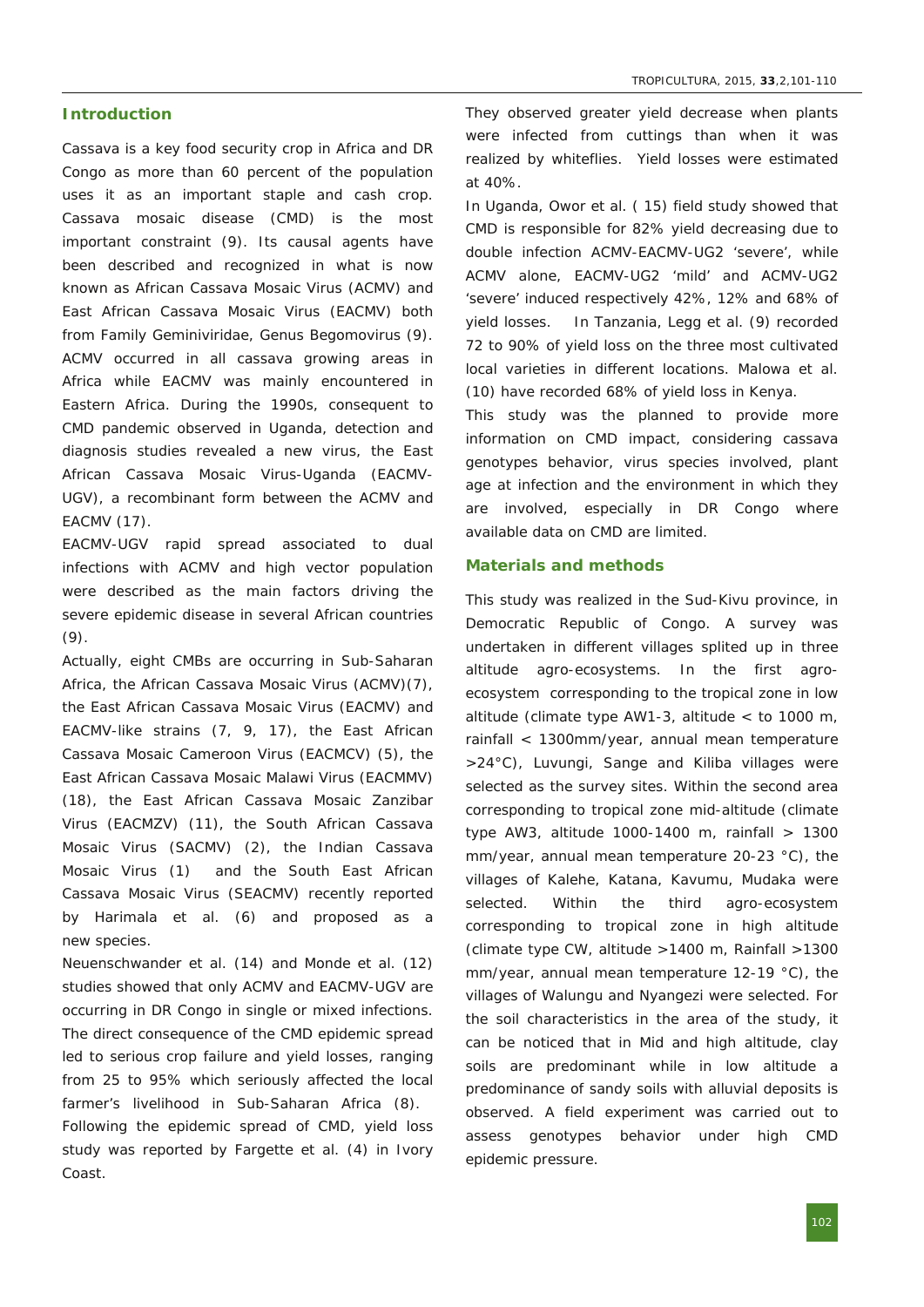## Introduction

Cassava is a key food security crop in Africa and DR Congo as more than 60 percent of the population uses it as an important staple and cash crop. Cassava mosaic disease (CMD) is the most important constraint (9). Its causal agents have been described and recognized in what is now known as African Cassava Mosaic Virus (ACMV) and East African Cassava Mosaic Virus (EACMV) both from Family Geminiviridae, Genus Begomovirus (9). ACMV occurred in all cassava growing areas in Africa while EACMV was mainly encountered in Eastern Africa. During the 1990s, consequent to CMD pandemic observed in Uganda, detection and diagnosis studies revealed a new virus, the East African Cassava Mosaic Virus-Uganda (EACMV-UGV), a recombinant form between the ACMV and EACMV (17).

EACMV-UGV rapid spread associated to dual infections with ACMV and high vector population were described as the main factors driving the severe epidemic disease in several African countries (9).

Actually, eight CMBs are occurring in Sub-Saharan Africa, the African Cassava Mosaic Virus (ACMV)(7), the East African Cassava Mosaic Virus (EACMV) and EACMV-like strains (7, 9, 17), the East African Cassava Mosaic Cameroon Virus (EACMCV) (5), the East African Cassava Mosaic Malawi Virus (EACMMV) (18), the East African Cassava Mosaic Zanzibar Virus (EACMZV) (11), the South African Cassava Mosaic Virus (SACMV) (2), the Indian Cassava Mosaic Virus (1) and the South East African Cassava Mosaic Virus (SEACMV) recently reported by Harimala et al. (6) and proposed as a new species.

Neuenschwander et al. (14) and Monde et al. (12) studies showed that only ACMV and EACMV-UGV are occurring in DR Congo in single or mixed infections. The direct consequence of the CMD epidemic spread led to serious crop failure and yield losses, ranging from 25 to 95% which seriously affected the local farmer's livelihood in Sub-Saharan Africa (8).

Following the epidemic spread of CMD, yield loss study was reported by Fargette et al. (4) in Ivory Coast. They observed greater yield decrease when plants were infected from cuttings than when it was realized by whiteflies. Yield losses were estimated at 40%.

In Uganda, Owor et al. ( 15) field study showed that CMD is responsible for 82% yield decreasing due to double infection ACMV-EACMV-UG2 'severe', while ACMV alone, EACMV-UG2 'mild' and ACMV-UG2 'severe' induced respectively 42%, 12% and 68% of yield losses. In Tanzania, Legg et al. (9) recorded 72 to 90% of yield loss on the three most cultivated local varieties in different locations. Malowa et al. (10) have recorded 68% of yield loss in Kenya.

This study was the planned to provide more information on CMD impact, considering cassava genotypes behavior, virus species involved, plant age at infection and the environment in which they are involved, especially in DR Congo where available data on CMD are limited.

## Materials and methods

This study was realized in the Sud-Kivu province, in Democratic Republic of Congo. A survey was undertaken in different villages splited up in three altitude agro-ecosystems. In the first agro-ecosystem corresponding to the tropical zone in low altitude (climate type AW1-3, altitude < to 1000 m, rainfall < 1300mm/year, annual mean temperature >24°C), Luvungi, Sange and Kiliba villages were selected as the survey sites. Within the second area corresponding to tropical zone mid-altitude (climate type AW3, altitude 1000-1400 m, rainfall > 1300 mm/year, annual mean temperature 20-23 °C), the villages of Kalehe, Katana, Kavumu, Mudaka were selected. Within the third agro-ecosystem corresponding to tropical zone in high altitude (climate type CW, altitude >1400 m, Rainfall >1300 mm/year, annual mean temperature 12-19 °C), the villages of Walungu and Nyangezi were selected. For the soil characteristics in the area of the study, it can be noticed that in Mid and high altitude, clay soils are predominant while in low altitude a predominance of sandy soils with alluvial deposits is observed. A field experiment was carried out to assess genotypes behavior under high CMD epidemic pressure.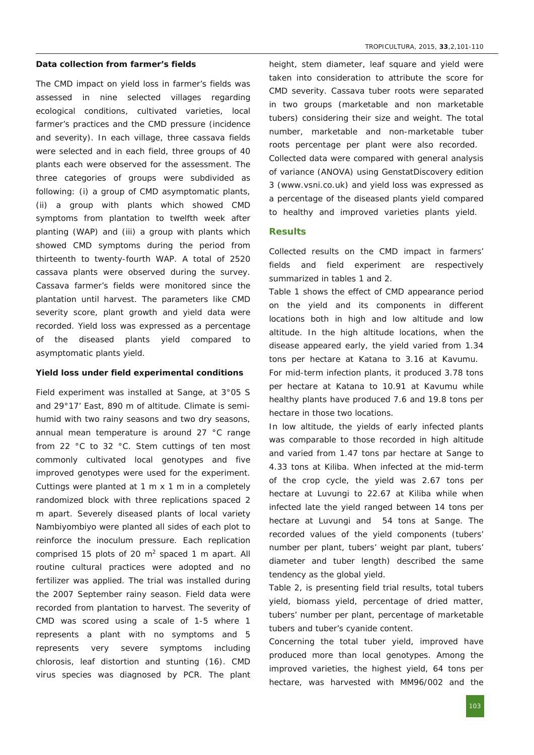### Data collection from farmer's fields

The CMD impact on yield loss in farmer's fields was assessed in nine selected villages regarding ecological conditions, cultivated varieties, local farmer's practices and the CMD pressure (incidence and severity). In each village, three cassava fields were selected and in each field, three groups of 40 plants each were observed for the assessment. The three categories of groups were subdivided as following: (i) a group of CMD asymptomatic plants, (ii) a group with plants which showed CMD symptoms from plantation to twelfth week after planting (WAP) and (iii) a group with plants which showed CMD symptoms during the period from thirteenth to twenty-fourth WAP. A total of 2520 cassava plants were observed during the survey. Cassava farmer's fields were monitored since the plantation until harvest. The parameters like CMD severity score, plant growth and yield data were recorded. Yield loss was expressed as a percentage of the diseased plants yield compared to asymptomatic plants yield.

### Yield loss under field experimental conditions

Field experiment was installed at Sange, at 3°05 S and 29°17' East, 890 m of altitude. Climate is semi-humid with two rainy seasons and two dry seasons, annual mean temperature is around 27 °C range from 22 °C to 32 °C. Stem cuttings of ten most commonly cultivated local genotypes and five improved genotypes were used for the experiment. Cuttings were planted at 1 m x 1 m in a completely randomized block with three replications spaced 2 m apart. Severely diseased plants of local variety Nambiyombiyo were planted all sides of each plot to reinforce the inoculum pressure. Each replication comprised 15 plots of 20 m$^2$ spaced 1 m apart. All routine cultural practices were adopted and no fertilizer was applied. The trial was installed during the 2007 September rainy season. Field data were recorded from plantation to harvest. The severity of CMD was scored using a scale of 1-5 where 1 represents a plant with no symptoms and 5 represents very severe symptoms including chlorosis, leaf distortion and stunting (16). CMD virus species was diagnosed by PCR. The plant height, stem diameter, leaf square and yield were taken into consideration to attribute the score for CMD severity. Cassava tuber roots were separated in two groups (marketable and non marketable tubers) considering their size and weight. The total number, marketable and non-marketable tuber roots percentage per plant were also recorded.

Collected data were compared with general analysis of variance (ANOVA) using GenstatDiscovery edition 3 (www.vsni.co.uk) and yield loss was expressed as a percentage of the diseased plants yield compared to healthy and improved varieties plants yield.

## Results

Collected results on the CMD impact in farmers' fields and field experiment are respectively summarized in tables 1 and 2.

Table 1 shows the effect of CMD appearance period on the yield and its components in different locations both in high and low altitude and low altitude. In the high altitude locations, when the disease appeared early, the yield varied from 1.34 tons per hectare at Katana to 3.16 at Kavumu.

For mid-term infection plants, it produced 3.78 tons per hectare at Katana to 10.91 at Kavumu while healthy plants have produced 7.6 and 19.8 tons per hectare in those two locations.

In low altitude, the yields of early infected plants was comparable to those recorded in high altitude and varied from 1.47 tons par hectare at Sange to 4.33 tons at Kiliba. When infected at the mid-term of the crop cycle, the yield was 2.67 tons per hectare at Luvungi to 22.67 at Kiliba while when infected late the yield ranged between 14 tons per hectare at Luvungi and 54 tons at Sange. The recorded values of the yield components (tubers' number per plant, tubers' weight par plant, tubers' diameter and tuber length) described the same tendency as the global yield.

Table 2, is presenting field trial results, total tubers yield, biomass yield, percentage of dried matter, tubers' number per plant, percentage of marketable tubers and tuber's cyanide content.

Concerning the total tuber yield, improved have produced more than local genotypes. Among the improved varieties, the highest yield, 64 tons per hectare, was harvested with MM96/002 and the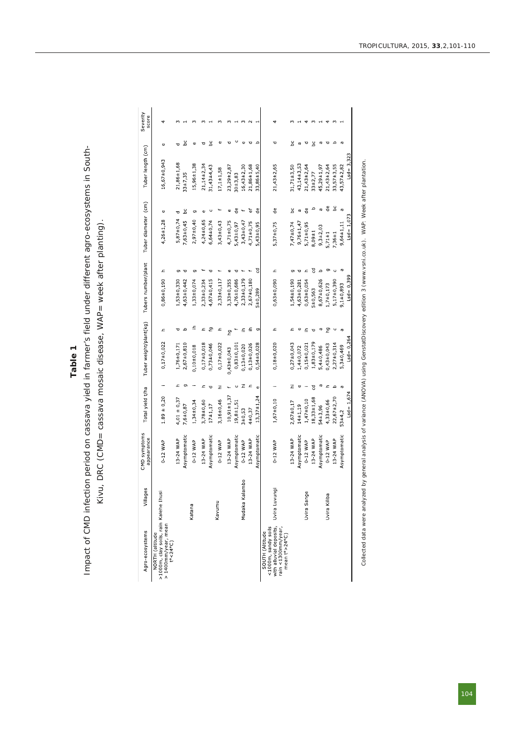**Table 1**

Impact of CMD infection period on cassava yield in farmer's field under different agro-ecosystems in South-Kivu, DRC (CMD= cassava mosaic disease, WAP= week after planting).

| Agro-ecosystems | Villages | CMD symptoms appearance | Total yield t/ha | | Tuber weight/plant(kg) | | Tubers number/plant | | Tuber diameter (cm) | | Tuber length (cm) | | Severity score |
|---|---|---|---|---|---|---|---|---|---|---|---|---|---|
| NORTH (altitude >1000m, clay soils, rain >1400mm/year, mean t°<24°C) | Kalehe Ihusi | 0-12 WAP | 1.89 ± 0,20 | i | 0,17±0,022 | h | 0,86±0,100 | h | 4,26±1,28 | e | 16,67±0,943 | e | 4 |
| | | 13-24 WAP | 4,01 ± 0,37 | h | 1,76±0,171 | d | 1,53±0,330 | g | 5,87±0,74 | d | 21,86±1,68 | d | 3 |
| | | Asymptomatic | 7,6±0,87 | g | 2,67±0,810 | b | 4,63±0,442 | d | 7,63±0,45 | bc | 33±7,35 | bc | 1 |
| | Katana | 0-12 WAP | 1,34±0,34 | i | 0,10±0,018 | ih | 1,33±0,074 | g | 2,97±0,40 | g | 15,96±1,38 | e | 3 |
| | | 13-24 WAP | 3,78±0,60 | h | 0,17±0,018 | h | 2,33±0,234 | f | 4,24±0,65 | e | 21,14±2,34 | d | 3 |
| | | Asymptomatic | 17±1,17 | d | 0,73±0,046 | fg | 4,67±0,415 | d | 6,64±0,74 | c | 31,43±4,43 | bc | 1 |
| | Kavumu | 0-12 WAP | 3,16±0,46 | hi | 0,17±0,022 | h | 2,33±0,117 | f | 3,43±0,43 | f | 17,1±1,58 | e | 3 |
| | | 13-24 WAP | 10,91±1,37 | f | 0,43±0,043 | hg | 3,33±0,355 | e | 4,71±0,75 | e | 23,29±2,87 | d | 3 |
| | | Asymptomatic | 19,8±1,51 | c | 0,83±0,101 | f | 4,76±0,686 | d | 5,43±0,97 | de | 30±3,83 | c | 1 |
| | Mudaka Kalambo | 0-12 WAP | 3±0,53 | hi | 0,13±0,020 | ih | 2,33±0,179 | f | 3,43±0,47 | f | 16,43±2,30 | e | 3 |
| | | 13-24 WAP | 4±0,37 | h | 0,13±0,026 | ih | 2,67±0,180 | f | 4,71±0,75 | ef | 21,86±1,68 | d | 2 |
| | | Asymptomatic | 13,37±1,24 | e | 0,54±0,028 | g | 5±0,289 | cd | 5,43±0,95 | de | 33,86±5,40 | b | 1 |
| SOUTH (Altitude <1000m, sandy soils with alluvial deposits, rain <1300mm/year, mean t°>24°C) | Uvira Luvungi | 0-12 WAP | 1,67±0,10 | i | 0,18±0,020 | h | 0,63±0,090 | h | 5,37±0,75 | de | 21,43±2,65 | d | 4 |
| | | 13-24 WAP | 2,67±0,17 | hi | 0,27±0,043 | h | 1,54±0,190 | g | 7,47±0,74 | bc | 31,71±3,50 | bc | 3 |
| | | Asymptomatic | 14±1,19 | e | 1,4±0,072 | e | 4,63±0,281 | d | 9,76±1,47 | a | 43,14±3,53 | a | 1 |
| | Uvira Sange | 0-12 WAP | 1,47±0,10 | i | 0,15±0,021 | ih | 0,63±0,054 | h | 5,71±0,95 | de | 21,43±2,64 | d | 4 |
| | | 13-24 WAP | 18,33±1,68 | cd | 1,83±0,179 | d | 5±0,563 | cd | 8,09±1 | b | 33±2,77 | bc | 3 |
| | | Asymptomatic | 54±3,96 | a | 5,4±0,486 | a | 8,67±0,626 | b | 9,3±2,03 | a | 45,29±1,97 | a | 1 |
| | Uvira Kiliba | 0-12 WAP | 4,33±0,66 | h | 0,43±0,043 | hg | 1,7±0,173 | g | 5,71±1 | de | 21,43±2,64 | d | 4 |
| | | 13-24 WAP | 22,67±2,70 | b | 2,27±0,314 | c | 5,17±0,390 | c | 7,36±1 | bc | 33,57±3,55 | b | 3 |
| | | Asymptomatic | 53±4,2 | a | 5,3±0,469 | a | 9,1±0,893 | a | 9,64±1,11 | a | 43,57±2,82 | a | 1 |
| | | | Lsd= 1,674 | | Lsd= 0,264 | | Lsd= 0,399 | | Lsd= 1,073 | | Lsd= 3,323 | | |

Collected data were analyzed by general analysis of variance (ANOVA) using GenstatDiscovery edition 3 (www.vsni.co.uk). WAP: Week after plantation.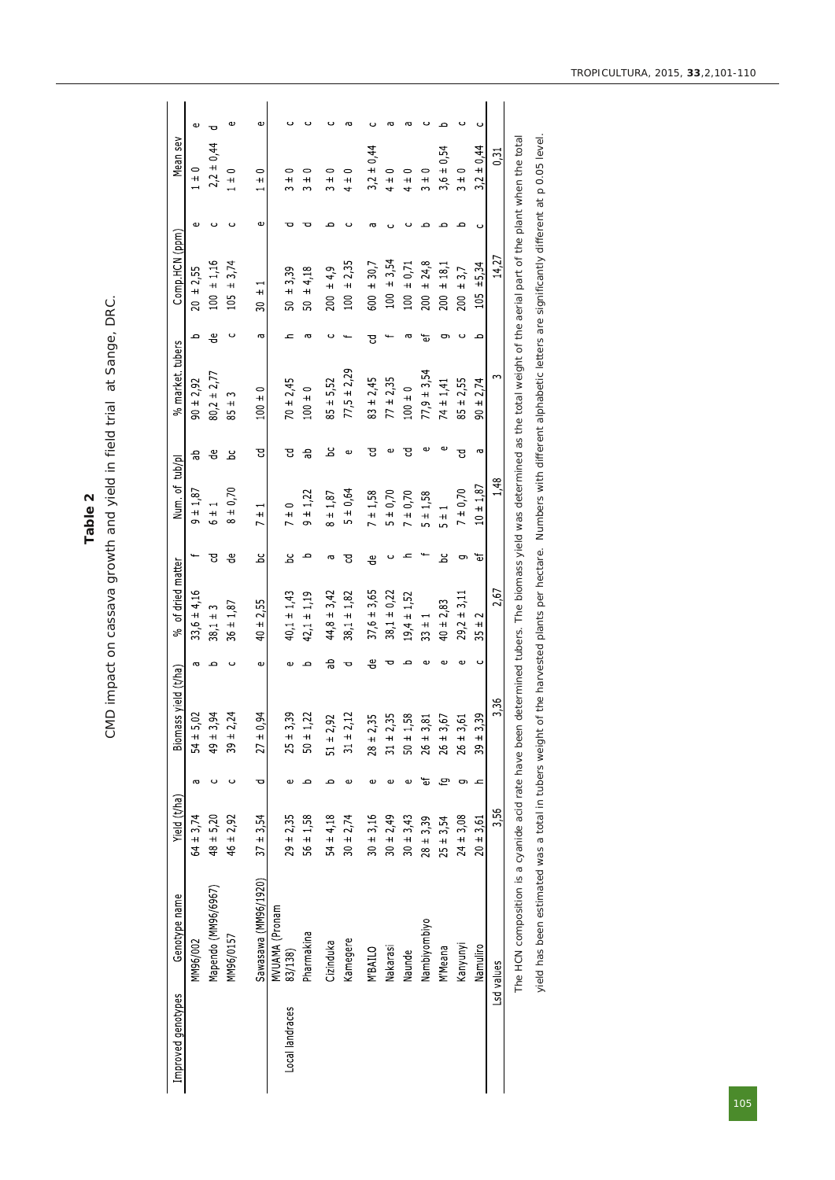**Table 2**

CMD impact on cassava growth and yield in field trial at Sange, DRC.

| Improved genotypes | Genotype name | Yield (t/ha) | | Biomass yield (t/ha) | | % of dried matter | | Num. of tub/pl | | % market. tubers | | Comp.HCN (ppm) | | Mean sev | |
|---|---|---|---|---|---|---|---|---|---|---|---|---|---|---|---|
| | MM96/002 | 64 ± 3,74 | a | 54 ± 5,02 | a | 33,6 ± 4,16 | f | 9 ± 1,87 | ab | 90 ± 2,92 | b | 20 ± 2,55 | e | 1 ± 0 | e |
| | Mapendo (MM96/6967) | 48 ± 5,20 | c | 49 ± 3,94 | b | 38,1 ± 3 | cd | 6 ± 1 | de | 80,2 ± 2,77 | de | 100 ± 1,16 | c | 2,2 ± 0,44 | d |
| | MM96/0157 | 46 ± 2,92 | c | 39 ± 2,24 | c | 36 ± 1,87 | de | 8 ± 0,70 | bc | 85 ± 3 | c | 105 ± 3,74 | c | 1 ± 0 | e |
| | Sawasawa (MM96/1920) | 37 ± 3,54 | d | 27 ± 0,94 | e | 40 ± 2,55 | bc | 7 ± 1 | cd | 100 ± 0 | a | 30 ± 1 | e | 1 ± 0 | e |
| Local landraces | MVUAMA (Pronam 83/138) | 29 ± 2,35 | e | 25 ± 3,39 | e | 40,1 ± 1,43 | bc | 7 ± 0 | cd | 70 ± 2,45 | h | 50 ± 3,39 | d | 3 ± 0 | c |
| | Pharmakina | 56 ± 1,58 | b | 50 ± 1,22 | b | 42,1 ± 1,19 | b | 9 ± 1,22 | ab | 100 ± 0 | a | 50 ± 4,18 | d | 3 ± 0 | c |
| | Cizinduka | 54 ± 4,18 | b | 51 ± 2,92 | ab | 44,8 ± 3,42 | a | 8 ± 1,87 | bc | 85 ± 5,52 | c | 200 ± 4,9 | b | 3 ± 0 | c |
| | Kamegere | 30 ± 2,74 | e | 31 ± 2,12 | d | 38,1 ± 1,82 | cd | 5 ± 0,64 | e | 77,5 ± 2,29 | f | 100 ± 2,35 | c | 4 ± 0 | a |
| | M'BAILO | 30 ± 3,16 | e | 28 ± 2,35 | de | 37,6 ± 3,65 | de | 7 ± 1,58 | cd | 83 ± 2,45 | cd | 600 ± 30,7 | a | 3,2 ± 0,44 | c |
| | Nakarasi | 30 ± 2,49 | e | 31 ± 2,35 | d | 38,1 ± 0,22 | c | 5 ± 0,70 | e | 77 ± 2,35 | f | 100 ± 3,54 | c | 4 ± 0 | a |
| | Naunde | 30 ± 3,43 | e | 50 ± 1,58 | b | 19,4 ± 1,52 | h | 7 ± 0,70 | cd | 100 ± 0 | a | 100 ± 0,71 | c | 4 ± 0 | a |
| | Nambiyombiyo | 28 ± 3,39 | ef | 26 ± 3,81 | e | 33 ± 1 | f | 5 ± 1,58 | e | 77,9 ± 3,54 | ef | 200 ± 24,8 | b | 3 ± 0 | c |
| | M'Meana | 25 ± 3,54 | fg | 26 ± 3,67 | e | 40 ± 2,83 | bc | 5 ± 1 | e | 74 ± 1,41 | g | 200 ± 18,1 | b | 3,6 ± 0,54 | b |
| | Kanyunyi | 24 ± 3,08 | g | 26 ± 3,61 | e | 29,2 ± 3,11 | g | 7 ± 0,70 | cd | 85 ± 2,55 | c | 200 ± 3,7 | b | 3 ± 0 | c |
| | Namuliro | 20 ± 3,61 | h | 39 ± 3,39 | c | 35 ± 2 | ef | 10 ± 1,87 | a | 90 ± 2,74 | b | 105 ± 5,34 | c | 3,2 ± 0,44 | c |
| Lsd values | | 3,56 | | 3,36 | | 2,67 | | 1,48 | | 3 | | 14,27 | | 0,31 | |

The HCN composition is a cyanide acid rate have been determined tubers. The biomass yield was determined as the total weight of the aerial part of the plant when the total yield has been estimated was a total in tubers weight of the harvested plants per hectare. Numbers with different alphabetic letters are significantly different at p 0.05 level.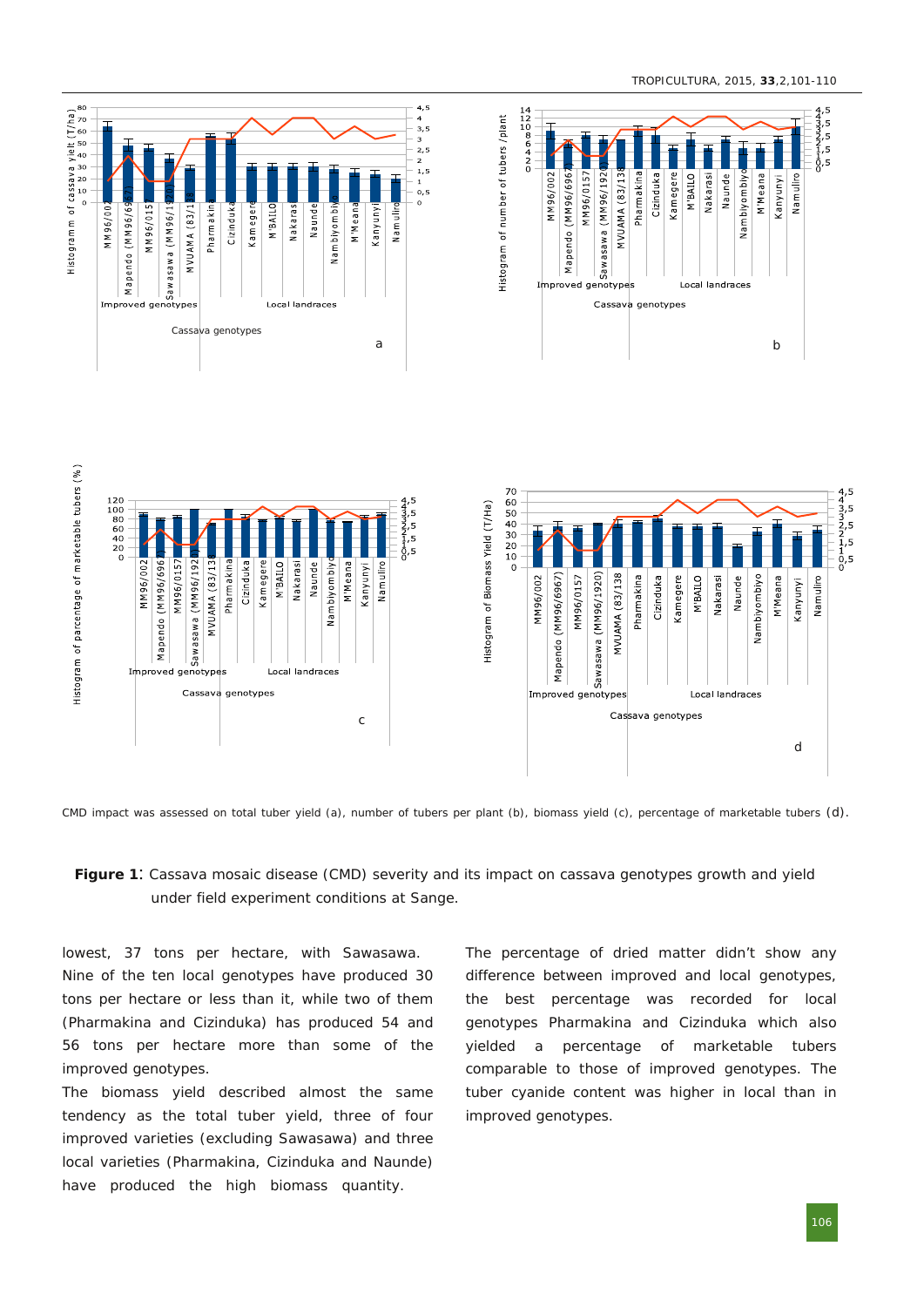CMD impact was assessed on total tuber yield (a), number of tubers per plant (b), biomass yield (c), percentage of marketable tubers (d).

**Figure 1**: Cassava mosaic disease (CMD) severity and its impact on cassava genotypes growth and yield under field experiment conditions at Sange.

lowest, 37 tons per hectare, with Sawasawa. Nine of the ten local genotypes have produced 30 tons per hectare or less than it, while two of them (Pharmakina and Cizinduka) has produced 54 and 56 tons per hectare more than some of the improved genotypes.

The biomass yield described almost the same tendency as the total tuber yield, three of four improved varieties (excluding Sawasawa) and three local varieties (Pharmakina, Cizinduka and Naunde) have produced the high biomass quantity.

The percentage of dried matter didn't show any difference between improved and local genotypes, the best percentage was recorded for local genotypes Pharmakina and Cizinduka which also yielded a percentage of marketable tubers comparable to those of improved genotypes. The tuber cyanide content was higher in local than in improved genotypes.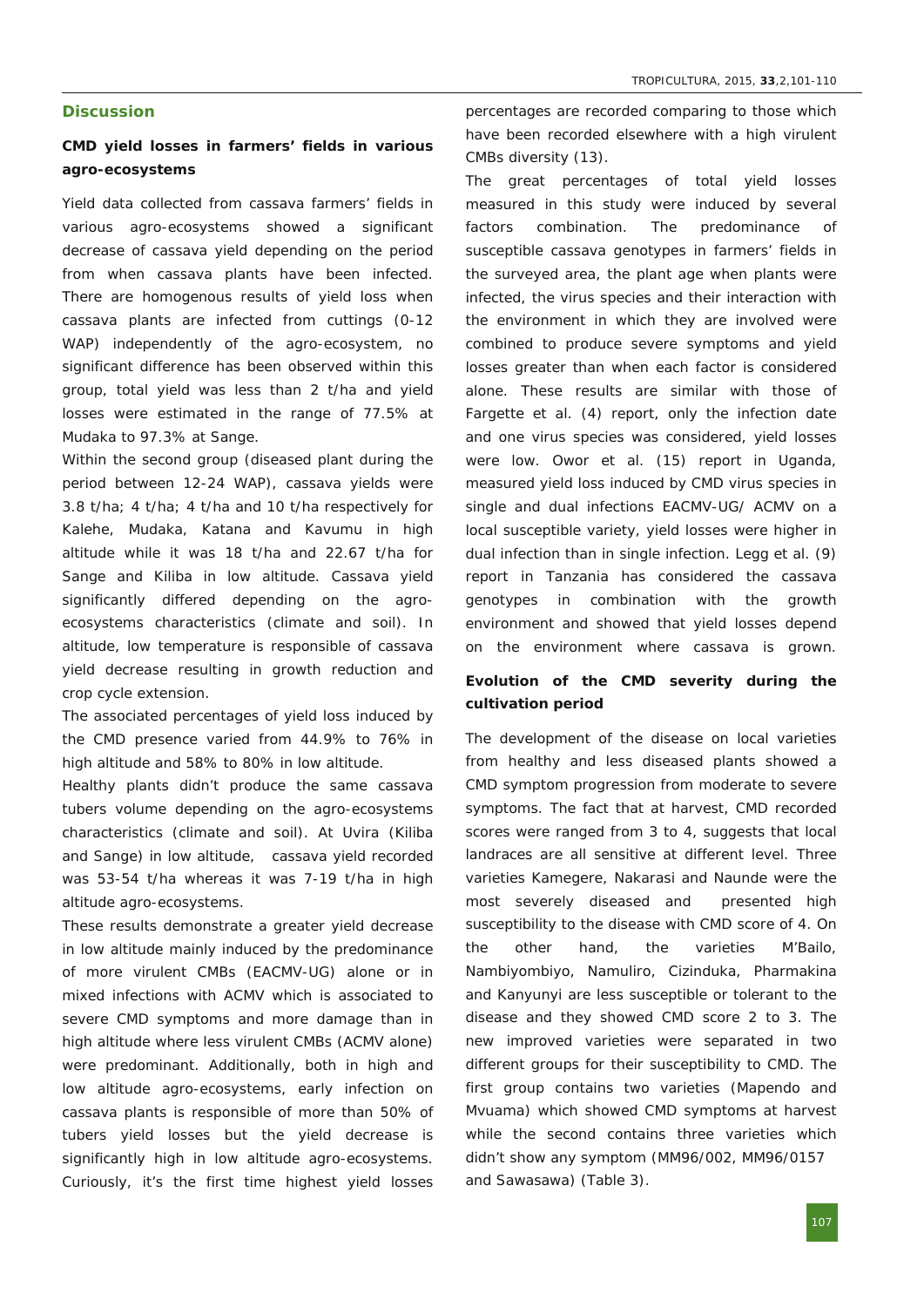## Discussion

### CMD yield losses in farmers' fields in various agro-ecosystems

Yield data collected from cassava farmers' fields in various agro-ecosystems showed a significant decrease of cassava yield depending on the period from when cassava plants have been infected. There are homogenous results of yield loss when cassava plants are infected from cuttings (0-12 WAP) independently of the agro-ecosystem, no significant difference has been observed within this group, total yield was less than 2 t/ha and yield losses were estimated in the range of 77.5% at Mudaka to 97.3% at Sange.

Within the second group (diseased plant during the period between 12-24 WAP), cassava yields were 3.8 t/ha; 4 t/ha; 4 t/ha and 10 t/ha respectively for Kalehe, Mudaka, Katana and Kavumu in high altitude while it was 18 t/ha and 22.67 t/ha for Sange and Kiliba in low altitude. Cassava yield significantly differed depending on the agro-ecosystems characteristics (climate and soil). In altitude, low temperature is responsible of cassava yield decrease resulting in growth reduction and crop cycle extension.

The associated percentages of yield loss induced by the CMD presence varied from 44.9% to 76% in high altitude and 58% to 80% in low altitude.

Healthy plants didn't produce the same cassava tubers volume depending on the agro-ecosystems characteristics (climate and soil). At Uvira (Kiliba and Sange) in low altitude, cassava yield recorded was 53-54 t/ha whereas it was 7-19 t/ha in high altitude agro-ecosystems.

These results demonstrate a greater yield decrease in low altitude mainly induced by the predominance of more virulent CMBs (EACMV-UG) alone or in mixed infections with ACMV which is associated to severe CMD symptoms and more damage than in high altitude where less virulent CMBs (ACMV alone) were predominant. Additionally, both in high and low altitude agro-ecosystems, early infection on cassava plants is responsible of more than 50% of tubers yield losses but the yield decrease is significantly high in low altitude agro-ecosystems. Curiously, it's the first time highest yield losses percentages are recorded comparing to those which have been recorded elsewhere with a high virulent CMBs diversity (13).

The great percentages of total yield losses measured in this study were induced by several factors combination. The predominance of susceptible cassava genotypes in farmers' fields in the surveyed area, the plant age when plants were infected, the virus species and their interaction with the environment in which they are involved were combined to produce severe symptoms and yield losses greater than when each factor is considered alone. These results are similar with those of Fargette et al. (4) report, only the infection date and one virus species was considered, yield losses were low. Owor et al. (15) report in Uganda, measured yield loss induced by CMD virus species in single and dual infections EACMV-UG/ ACMV on a local susceptible variety, yield losses were higher in dual infection than in single infection. Legg et al. (9) report in Tanzania has considered the cassava genotypes in combination with the growth environment and showed that yield losses depend on the environment where cassava is grown.

### Evolution of the CMD severity during the cultivation period

The development of the disease on local varieties from healthy and less diseased plants showed a CMD symptom progression from moderate to severe symptoms. The fact that at harvest, CMD recorded scores were ranged from 3 to 4, suggests that local landraces are all sensitive at different level. Three varieties Kamegere, Nakarasi and Naunde were the most severely diseased and presented high susceptibility to the disease with CMD score of 4. On the other hand, the varieties M'Bailo, Nambiyombiyo, Namuliro, Cizinduka, Pharmakina and Kanyunyi are less susceptible or tolerant to the disease and they showed CMD score 2 to 3. The new improved varieties were separated in two different groups for their susceptibility to CMD. The first group contains two varieties (Mapendo and Mvuama) which showed CMD symptoms at harvest while the second contains three varieties which didn't show any symptom (MM96/002, MM96/0157 and Sawasawa) (Table 3).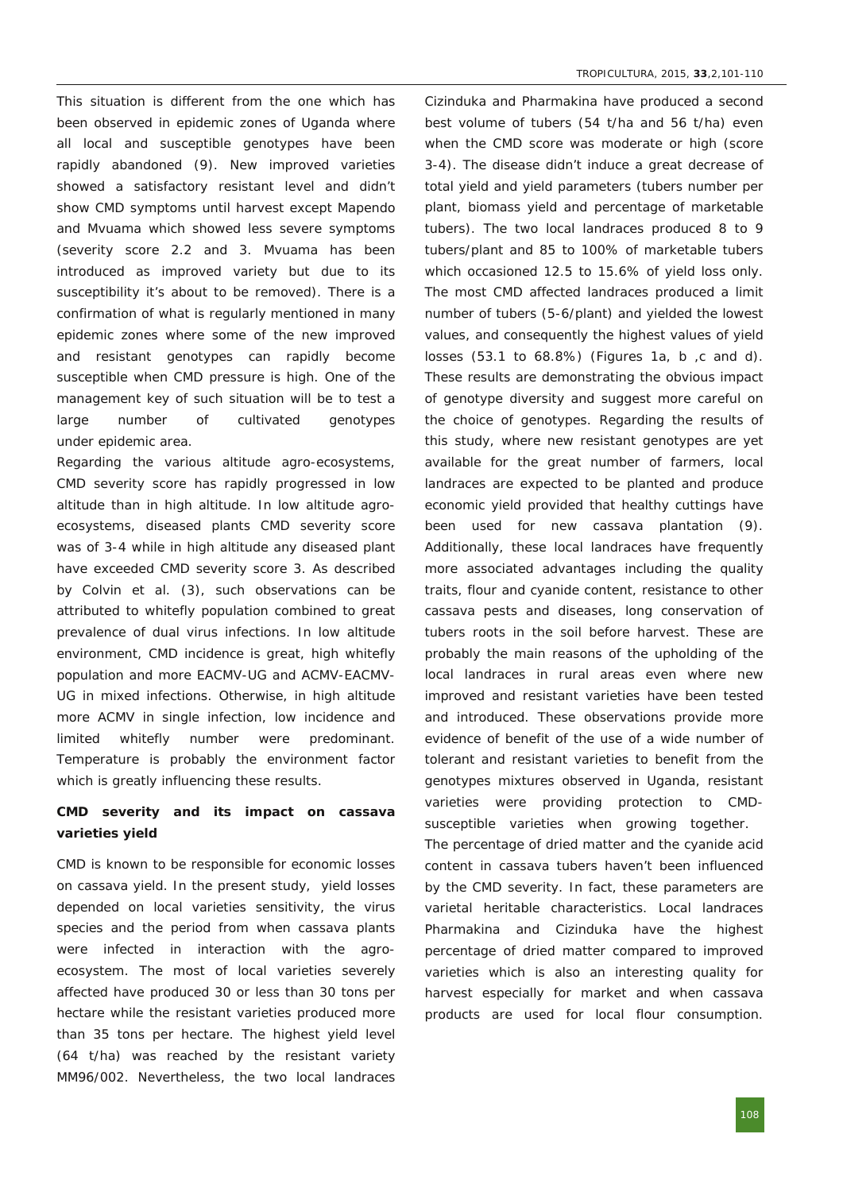This situation is different from the one which has been observed in epidemic zones of Uganda where all local and susceptible genotypes have been rapidly abandoned (9). New improved varieties showed a satisfactory resistant level and didn't show CMD symptoms until harvest except Mapendo and Mvuama which showed less severe symptoms (severity score 2.2 and 3. Mvuama has been introduced as improved variety but due to its susceptibility it's about to be removed). There is a confirmation of what is regularly mentioned in many epidemic zones where some of the new improved and resistant genotypes can rapidly become susceptible when CMD pressure is high. One of the management key of such situation will be to test a large number of cultivated genotypes under epidemic area.

Regarding the various altitude agro-ecosystems, CMD severity score has rapidly progressed in low altitude than in high altitude. In low altitude agro-ecosystems, diseased plants CMD severity score was of 3-4 while in high altitude any diseased plant have exceeded CMD severity score 3. As described by Colvin et al. (3), such observations can be attributed to whitefly population combined to great prevalence of dual virus infections. In low altitude environment, CMD incidence is great, high whitefly population and more EACMV-UG and ACMV-EACMV-UG in mixed infections. Otherwise, in high altitude more ACMV in single infection, low incidence and limited whitefly number were predominant. Temperature is probably the environment factor which is greatly influencing these results.

### CMD severity and its impact on cassava varieties yield

CMD is known to be responsible for economic losses on cassava yield. In the present study, yield losses depended on local varieties sensitivity, the virus species and the period from when cassava plants were infected in interaction with the agro-ecosystem. The most of local varieties severely affected have produced 30 or less than 30 tons per hectare while the resistant varieties produced more than 35 tons per hectare. The highest yield level (64 t/ha) was reached by the resistant variety MM96/002. Nevertheless, the two local landraces Cizinduka and Pharmakina have produced a second best volume of tubers (54 t/ha and 56 t/ha) even when the CMD score was moderate or high (score 3-4). The disease didn't induce a great decrease of total yield and yield parameters (tubers number per plant, biomass yield and percentage of marketable tubers). The two local landraces produced 8 to 9 tubers/plant and 85 to 100% of marketable tubers which occasioned 12.5 to 15.6% of yield loss only. The most CMD affected landraces produced a limit number of tubers (5-6/plant) and yielded the lowest values, and consequently the highest values of yield losses (53.1 to 68.8%) (Figures 1a, b ,c and d). These results are demonstrating the obvious impact of genotype diversity and suggest more careful on the choice of genotypes. Regarding the results of this study, where new resistant genotypes are yet available for the great number of farmers, local landraces are expected to be planted and produce economic yield provided that healthy cuttings have been used for new cassava plantation (9). Additionally, these local landraces have frequently more associated advantages including the quality traits, flour and cyanide content, resistance to other cassava pests and diseases, long conservation of tubers roots in the soil before harvest. These are probably the main reasons of the upholding of the local landraces in rural areas even where new improved and resistant varieties have been tested and introduced. These observations provide more evidence of benefit of the use of a wide number of tolerant and resistant varieties to benefit from the genotypes mixtures observed in Uganda, resistant varieties were providing protection to CMD-susceptible varieties when growing together.

The percentage of dried matter and the cyanide acid content in cassava tubers haven't been influenced by the CMD severity. In fact, these parameters are varietal heritable characteristics. Local landraces Pharmakina and Cizinduka have the highest percentage of dried matter compared to improved varieties which is also an interesting quality for harvest especially for market and when cassava products are used for local flour consumption.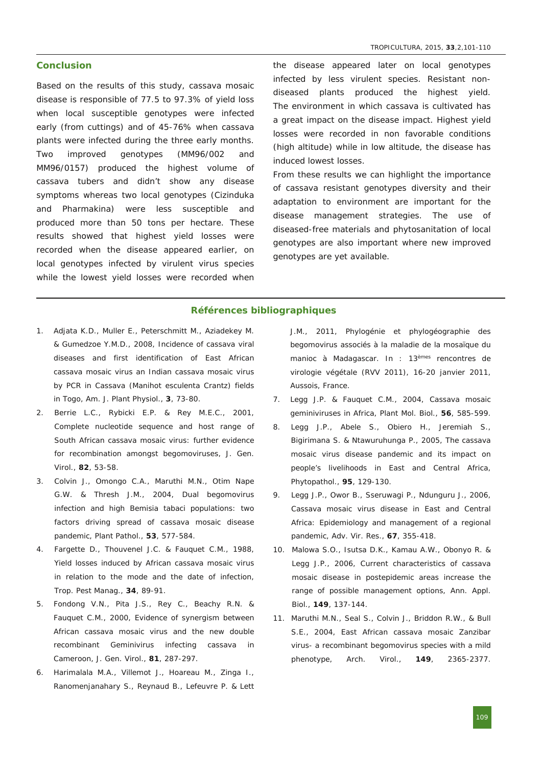## Conclusion

Based on the results of this study, cassava mosaic disease is responsible of 77.5 to 97.3% of yield loss when local susceptible genotypes were infected early (from cuttings) and of 45-76% when cassava plants were infected during the three early months. Two improved genotypes (MM96/002 and MM96/0157) produced the highest volume of cassava tubers and didn't show any disease symptoms whereas two local genotypes (Cizinduka and Pharmakina) were less susceptible and produced more than 50 tons per hectare. These results showed that highest yield losses were recorded when the disease appeared earlier, on local genotypes infected by virulent virus species while the lowest yield losses were recorded when the disease appeared later on local genotypes infected by less virulent species. Resistant non-diseased plants produced the highest yield. The environment in which cassava is cultivated has a great impact on the disease impact. Highest yield losses were recorded in non favorable conditions (high altitude) while in low altitude, the disease has induced lowest losses.

From these results we can highlight the importance of cassava resistant genotypes diversity and their adaptation to environment are important for the disease management strategies. The use of diseased-free materials and phytosanitation of local genotypes are also important where new improved genotypes are yet available.

## Références bibliographiques

1. Adjata K.D., Muller E., Peterschmitt M., Aziadekey M. & Gumedzoe Y.M.D., 2008, Incidence of cassava viral diseases and first identification of East African cassava mosaic virus an Indian cassava mosaic virus by PCR in Cassava (Manihot esculenta Crantz) fields in Togo, Am. J. Plant Physiol., **3**, 73-80.
2. Berrie L.C., Rybicki E.P. & Rey M.E.C., 2001, Complete nucleotide sequence and host range of South African cassava mosaic virus: further evidence for recombination amongst begomoviruses, J. Gen. Virol., **82**, 53-58.
3. Colvin J., Omongo C.A., Maruthi M.N., Otim Nape G.W. & Thresh J.M., 2004, Dual begomovirus infection and high Bemisia tabaci populations: two factors driving spread of cassava mosaic disease pandemic, Plant Pathol., **53**, 577-584.
4. Fargette D., Thouvenel J.C. & Fauquet C.M., 1988, Yield losses induced by African cassava mosaic virus in relation to the mode and the date of infection, Trop. Pest Manag., **34**, 89-91.
5. Fondong V.N., Pita J.S., Rey C., Beachy R.N. & Fauquet C.M., 2000, Evidence of synergism between African cassava mosaic virus and the new double recombinant Geminivirus infecting cassava in Cameroon, J. Gen. Virol., **81**, 287-297.
6. Harimalala M.A., Villemot J., Hoareau M., Zinga I., Ranomenjanahary S., Reynaud B., Lefeuvre P. & Lett J.M., 2011, Phylogénie et phylogéographie des begomovirus associés à la maladie de la mosaïque du manioc à Madagascar. In : 13èmes rencontres de virologie végétale (RVV 2011), 16-20 janvier 2011, Aussois, France.
7. Legg J.P. & Fauquet C.M., 2004, Cassava mosaic geminiviruses in Africa, Plant Mol. Biol., **56**, 585-599.
8. Legg J.P., Abele S., Obiero H., Jeremiah S., Bigirimana S. & Ntawuruhunga P., 2005, The cassava mosaic virus disease pandemic and its impact on people's livelihoods in East and Central Africa, Phytopathol., **95**, 129-130.
9. Legg J.P., Owor B., Sseruwagi P., Ndunguru J., 2006, Cassava mosaic virus disease in East and Central Africa: Epidemiology and management of a regional pandemic, Adv. Vir. Res., **67**, 355-418.
10. Malowa S.O., Isutsa D.K., Kamau A.W., Obonyo R. & Legg J.P., 2006, Current characteristics of cassava mosaic disease in postepidemic areas increase the range of possible management options, Ann. Appl. Biol., **149**, 137-144.
11. Maruthi M.N., Seal S., Colvin J., Briddon R.W., & Bull S.E., 2004, East African cassava mosaic Zanzibar virus- a recombinant begomovirus species with a mild phenotype, Arch. Virol., **149**, 2365-2377.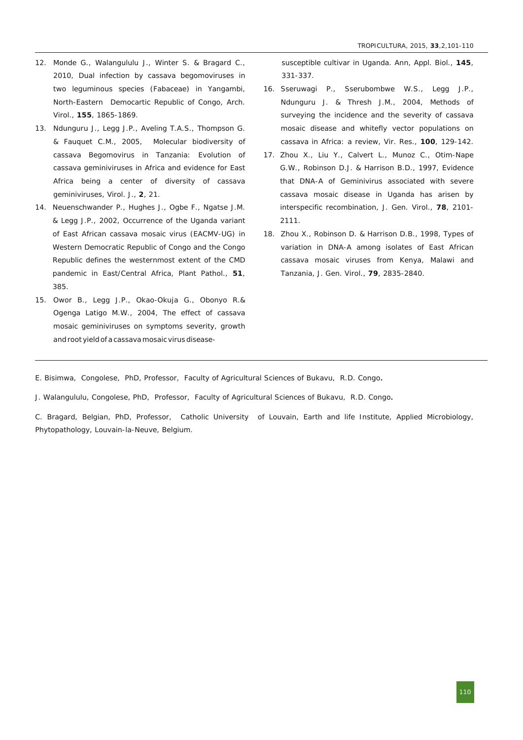12. Monde G., Walangululu J., Winter S. & Bragard C., 2010, Dual infection by cassava begomoviruses in two leguminous species (Fabaceae) in Yangambi, North-Eastern Democartic Republic of Congo, Arch. Virol., **155**, 1865-1869.
13. Ndunguru J., Legg J.P., Aveling T.A.S., Thompson G. & Fauquet C.M., 2005, Molecular biodiversity of cassava Begomovirus in Tanzania: Evolution of cassava geminiviruses in Africa and evidence for East Africa being a center of diversity of cassava geminiviruses, Virol. J., **2**, 21.
14. Neuenschwander P., Hughes J., Ogbe F., Ngatse J.M. & Legg J.P., 2002, Occurrence of the Uganda variant of East African cassava mosaic virus (EACMV-UG) in Western Democratic Republic of Congo and the Congo Republic defines the westernmost extent of the CMD pandemic in East/Central Africa, Plant Pathol., **51**, 385.
15. Owor B., Legg J.P., Okao-Okuja G., Obonyo R.& Ogenga Latigo M.W., 2004, The effect of cassava mosaic geminiviruses on symptoms severity, growth and root yield of a cassava mosaic virus disease-susceptible cultivar in Uganda. Ann, Appl. Biol., **145**, 331-337.
16. Sseruwagi P., Sserubombwe W.S., Legg J.P., Ndunguru J. & Thresh J.M., 2004, Methods of surveying the incidence and the severity of cassava mosaic disease and whitefly vector populations on cassava in Africa: a review, Vir. Res., **100**, 129-142.
17. Zhou X., Liu Y., Calvert L., Munoz C., Otim-Nape G.W., Robinson D.J. & Harrison B.D., 1997, Evidence that DNA-A of Geminivirus associated with severe cassava mosaic disease in Uganda has arisen by interspecific recombination, J. Gen. Virol., **78**, 2101-2111.
18. Zhou X., Robinson D. & Harrison D.B., 1998, Types of variation in DNA-A among isolates of East African cassava mosaic viruses from Kenya, Malawi and Tanzania, J. Gen. Virol., **79**, 2835-2840.

E. Bisimwa, Congolese, PhD, Professor, Faculty of Agricultural Sciences of Bukavu, R.D. Congo.

J. Walangululu, Congolese, PhD, Professor, Faculty of Agricultural Sciences of Bukavu, R.D. Congo.

C. Bragard, Belgian, PhD, Professor, Catholic University of Louvain, Earth and life Institute, Applied Microbiology, Phytopathology, Louvain-la-Neuve, Belgium.